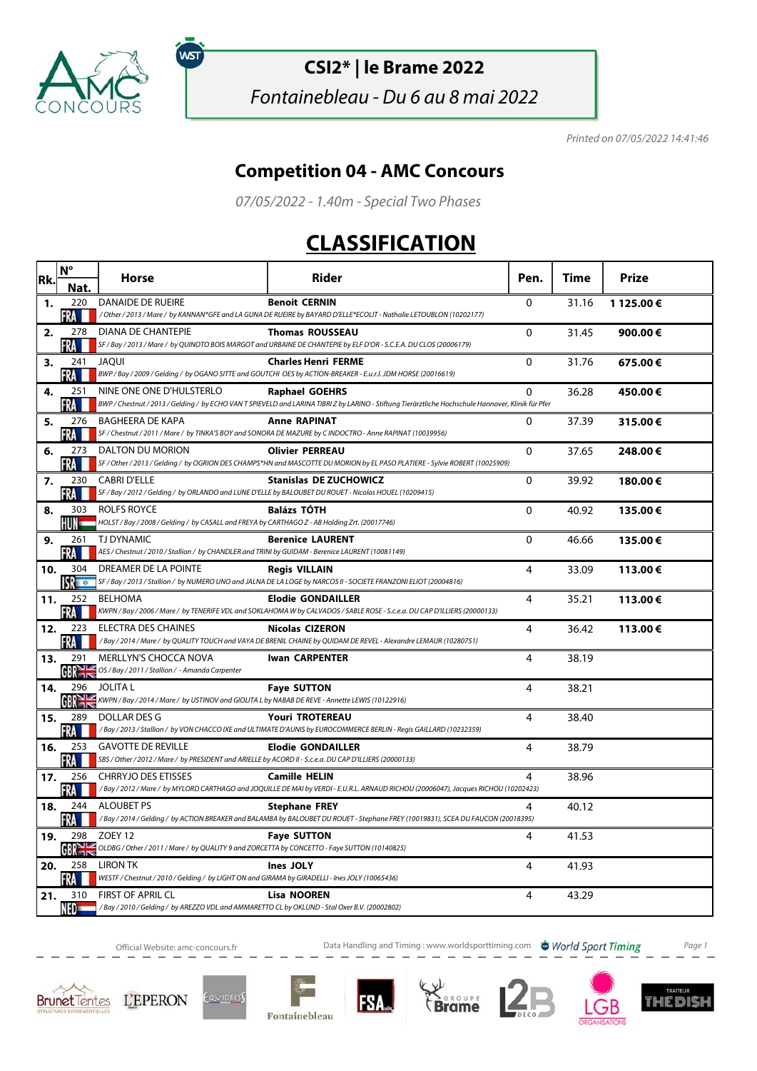# CSI2* | le Brame 2022

*Fontainebleau - Du 6 au 8 mai 2022*

*Printed on 07/05/2022 14:41:46*

## Competition 04 - AMC Concours

*07/05/2022 - 1.40m - Special Two Phases*

# CLASSIFICATION

| Rk. | N° Nat. | Horse | Rider | Pen. | Time | Prize |
|---|---|---|---|---|---|---|
| 1. | 220 FRA | DANAIDE DE RUEIRE *Other / 2013 / Mare / by KANNAN*GFE and LA GUNA DE RUEIRE by BAYARD D'ELLE*ECOLIT - Nathalie LETOUBLON (10202177)* | **Benoit CERNIN** | 0 | 31.16 | **1 125.00 €** |
| 2. | 278 FRA | DIANA DE CHANTEPIE *SF / Bay / 2013 / Mare / by QUINOTO BOIS MARGOT and URBAINE DE CHANTEPIE by ELF D'OR - S.C.E.A. DU CLOS (20006179)* | **Thomas ROUSSEAU** | 0 | 31.45 | **900.00 €** |
| 3. | 241 FRA | JAQUI *BWP / Bay / 2009 / Gelding / by OGANO SITTE and GOUTCHI OES by ACTION-BREAKER - E.u.r.l. JDM HORSE (20016619)* | **Charles Henri FERME** | 0 | 31.76 | **675.00 €** |
| 4. | 251 FRA | NINE ONE ONE D'HULSTERLO *BWP / Chestnut / 2013 / Gelding / by ECHO VAN T SPIEVELD and LARINA TIBRI Z by LARINO - Stiftung Tierärztliche Hochschule Hannover, Klinik für Pfer* | **Raphael GOEHRS** | 0 | 36.28 | **450.00 €** |
| 5. | 276 FRA | BAGHEERA DE KAPA *SF / Chestnut / 2011 / Mare / by TINKA'S BOY and SONORA DE MAZURE by C INDOCTRO - Anne RAPINAT (10039956)* | **Anne RAPINAT** | 0 | 37.39 | **315.00 €** |
| 6. | 273 FRA | DALTON DU MORION *SF / Other / 2013 / Gelding / by OGRION DES CHAMPS*HN and MASCOTTE DU MORION by EL PASO PLATIERE - Sylvie ROBERT (10025909)* | **Olivier PERREAU** | 0 | 37.65 | **248.00 €** |
| 7. | 230 FRA | CABRI D'ELLE *SF / Bay / 2012 / Gelding / by ORLANDO and LUNE D'ELLE by BALOUBET DU ROUET - Nicolas HOUEL (10209415)* | **Stanislas DE ZUCHOWICZ** | 0 | 39.92 | **180.00 €** |
| 8. | 303 HUN | ROLFS ROYCE *HOLST / Bay / 2008 / Gelding / by CASALL and FREYA by CARTHAGO Z - AB Holding Zrt. (20017746)* | **Balázs TÓTH** | 0 | 40.92 | **135.00 €** |
| 9. | 261 FRA | TJ DYNAMIC *AES / Chestnut / 2010 / Stallion / by CHANDLER and TRINI by GUIDAM - Berenice LAURENT (10081149)* | **Berenice LAURENT** | 0 | 46.66 | **135.00 €** |
| 10. | 304 ISR | DREAMER DE LA POINTE *SF / Bay / 2013 / Stallion / by NUMERO UNO and JALNA DE LA LOGE by NARCOS II - SOCIETE FRANZONI ELIOT (20004816)* | **Regis VILLAIN** | 4 | 33.09 | **113.00 €** |
| 11. | 252 FRA | BELHOMA *KWPN / Bay / 2006 / Mare / by TENERIFE VDL and SOKLAHOMA W by CALVADOS / SABLE ROSE - S.c.e.a. DU CAP D'ILLIERS (20000133)* | **Elodie GONDAILLER** | 4 | 35.21 | **113.00 €** |
| 12. | 223 FRA | ELECTRA DES CHAINES *Bay / 2014 / Mare / by QUALITY TOUCH and VAYA DE BRENIL CHAINE by QUIDAM DE REVEL - Alexandre LEMAUR (10280751)* | **Nicolas CIZERON** | 4 | 36.42 | **113.00 €** |
| 13. | 291 GBR | MERLLYN'S CHOCCA NOVA *OS / Bay / 2011 / Stallion / - Amanda Carpenter* | **Iwan CARPENTER** | 4 | 38.19 | |
| 14. | 296 GBR | JOLITA L *KWPN / Bay / 2014 / Mare / by USTINOV and GIOLITA L by NABAB DE REVE - Annette LEWIS (10122916)* | **Faye SUTTON** | 4 | 38.21 | |
| 15. | 289 FRA | DOLLAR DES G *Bay / 2013 / Stallion / by VON CHACCO IXE and ULTIMATE D'AUNIS by EUROCOMMERCE BERLIN - Regis GAILLARD (10232359)* | **Youri TROTEREAU** | 4 | 38.40 | |
| 16. | 253 FRA | GAVOTTE DE REVILLE *SBS / Other / 2012 / Mare / by PRESIDENT and ARIELLE by ACCORD II - S.c.e.a. DU CAP D'ILLIERS (20000133)* | **Elodie GONDAILLER** | 4 | 38.79 | |
| 17. | 256 FRA | CHRRYJO DES ETISSES *Bay / 2012 / Mare / by MYLORD CARTHAGO and JOQUILLE DE MAI by VERDI - E.U.R.L. ARNAUD RICHOU (20006047), Jacques RICHOU (10202423)* | **Camille HELIN** | 4 | 38.96 | |
| 18. | 244 FRA | ALOUBET PS *Bay / 2014 / Gelding / by ACTION BREAKER and BALAMBA by BALOUBET DU ROUET - Stephane FREY (10019831), SCEA DU FAUCON (20018395)* | **Stephane FREY** | 4 | 40.12 | |
| 19. | 298 GBR | ZOEY 12 *OLDBG / Other / 2011 / Mare / by QUALITY 9 and ZORCETTA by CONCETTO - Faye SUTTON (10140825)* | **Faye SUTTON** | 4 | 41.53 | |
| 20. | 258 FRA | LIRON TK *WESTF / Chestnut / 2010 / Gelding / by LIGHT ON and GIRAMA by GIRADELLI - Ines JOLY (10065436)* | **Ines JOLY** | 4 | 41.93 | |
| 21. | 310 NED | FIRST OF APRIL CL *Bay / 2010 / Gelding / by AREZZO VDL and AMMARETTO CL by OKLUND - Stal Oxer B.V. (20002802)* | **Lisa NOOREN** | 4 | 43.29 | |

Official Website: amc-concours.fr — Data Handling and Timing : www.worldsporttiming.com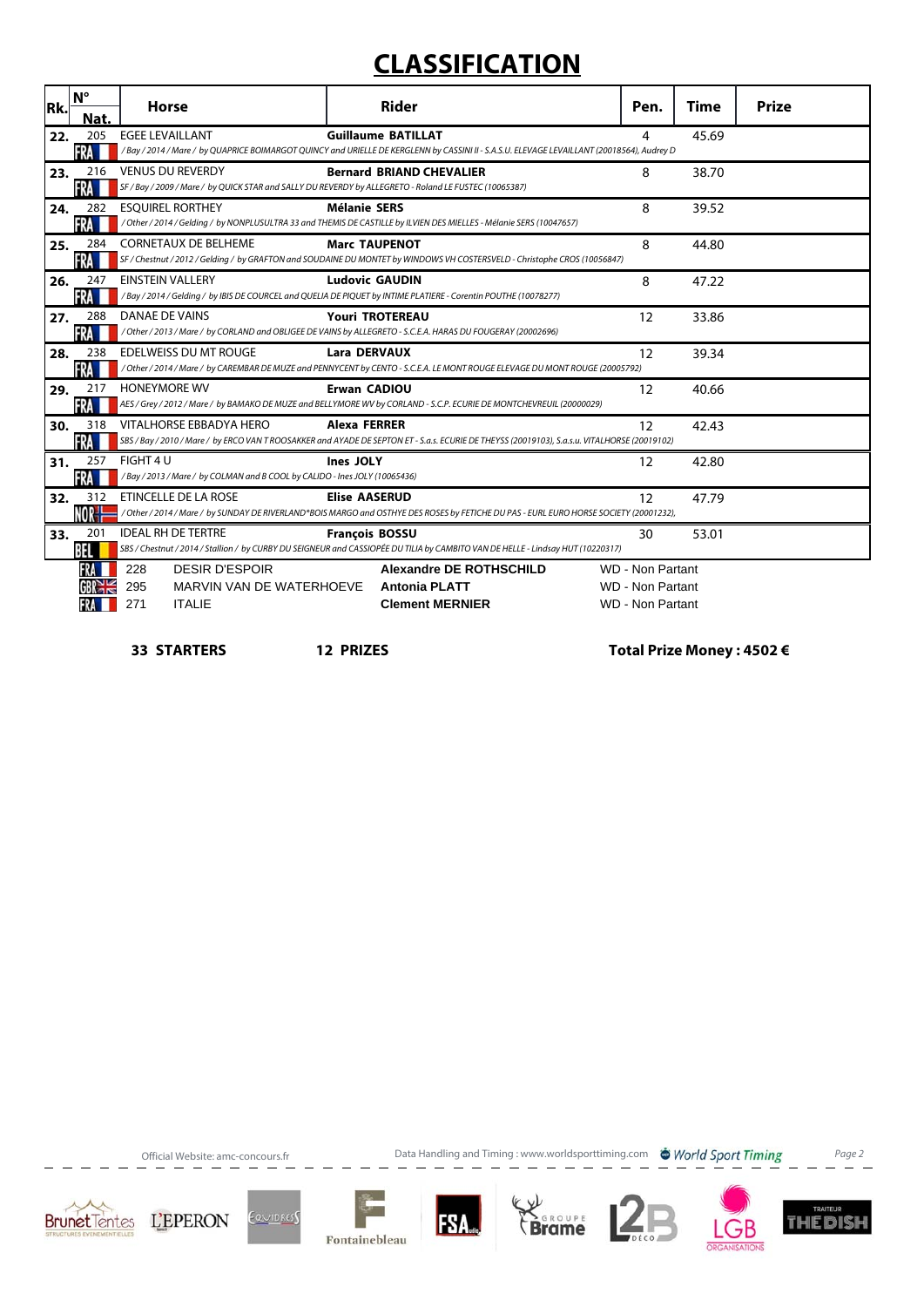# CLASSIFICATION

| Rk. | N° Nat. | Horse | Rider | Pen. | Time | Prize |
|---|---|---|---|---|---|---|
| 22. | 205 FRA | EGEE LEVAILLANT<br>/ Bay / 2014 / Mare / by QUAPRICE BOIMARGOT QUINCY and URIELLE DE KERGLENN by CASSINI II - S.A.S.U. ELEVAGE LEVAILLANT (20018564), Audrey D | **Guillaume BATILLAT** | 4 | 45.69 | |
| 23. | 216 FRA | VENUS DU REVERDY<br>SF / Bay / 2009 / Mare / by QUICK STAR and SALLY DU REVERDY by ALLEGRETO - Roland LE FUSTEC (10065387) | **Bernard BRIAND CHEVALIER** | 8 | 38.70 | |
| 24. | 282 FRA | ESQUIREL RORTHEY<br>/ Other / 2014 / Gelding / by NONPLUSULTRA 33 and THEMIS DE CASTILLE by ILVIEN DES MIELLES - Mélanie SERS (10047657) | **Mélanie SERS** | 8 | 39.52 | |
| 25. | 284 FRA | CORNETAUX DE BELHEME<br>SF / Chestnut / 2012 / Gelding / by GRAFTON and SOUDAINE DU MONTET by WINDOWS VH COSTERSVELD - Christophe CROS (10056847) | **Marc TAUPENOT** | 8 | 44.80 | |
| 26. | 247 FRA | EINSTEIN VALLERY<br>/ Bay / 2014 / Gelding / by IBIS DE COURCEL and QUELIA DE PIQUET by INTIME PLATIERE - Corentin POUTHE (10078277) | **Ludovic GAUDIN** | 8 | 47.22 | |
| 27. | 288 FRA | DANAE DE VAINS<br>/ Other / 2013 / Mare / by CORLAND and OBLIGEE DE VAINS by ALLEGRETO - S.C.E.A. HARAS DU FOUGERAY (20002696) | **Youri TROTEREAU** | 12 | 33.86 | |
| 28. | 238 FRA | EDELWEISS DU MT ROUGE<br>/ Other / 2014 / Mare / by CAREMBAR DE MUZE and PENNYCENT by CENTO - S.C.E.A. LE MONT ROUGE ELEVAGE DU MONT ROUGE (20005792) | **Lara DERVAUX** | 12 | 39.34 | |
| 29. | 217 FRA | HONEYMORE WV<br>AES / Grey / 2012 / Mare / by BAMAKO DE MUZE and BELLYMORE WV by CORLAND - S.C.P. ECURIE DE MONTCHEVREUIL (20000029) | **Erwan CADIOU** | 12 | 40.66 | |
| 30. | 318 FRA | VITALHORSE EBBADYA HERO<br>SBS / Bay / 2010 / Mare / by ERCO VAN T ROOSAKKER and AYADE DE SEPTON ET - S.a.s. ECURIE DE THEYSS (20019103), S.a.s.u. VITALHORSE (20019102) | **Alexa FERRER** | 12 | 42.43 | |
| 31. | 257 FRA | FIGHT 4 U<br>/ Bay / 2013 / Mare / by COLMAN and B COOL by CALIDO - Ines JOLY (10065436) | **Ines JOLY** | 12 | 42.80 | |
| 32. | 312 NOR | ETINCELLE DE LA ROSE<br>/ Other / 2014 / Mare / by SUNDAY DE RIVERLAND*BOIS MARGO and OSTHYE DES ROSES by FETICHE DU PAS - EURL EURO HORSE SOCIETY (20001232), | **Elise AASERUD** | 12 | 47.79 | |
| 33. | 201 BEL | IDEAL RH DE TERTRE<br>SBS / Chestnut / 2014 / Stallion / by CURBY DU SEIGNEUR and CASSIOPÉE DU TILIA by CAMBITO VAN DE HELLE - Lindsay HUT (10220317) | **François BOSSU** | 30 | 53.01 | |
| | 228 FRA | DESIR D'ESPOIR | **Alexandre DE ROTHSCHILD** | WD - Non Partant | | |
| | 295 GBR | MARVIN VAN DE WATERHOEVE | **Antonia PLATT** | WD - Non Partant | | |
| | 271 FRA | ITALIE | **Clement MERNIER** | WD - Non Partant | | |

**33 STARTERS** **12 PRIZES** **Total Prize Money : 4502 €**

Official Website: amc-concours.fr Data Handling and Timing : www.worldsporttiming.com World Sport Timing